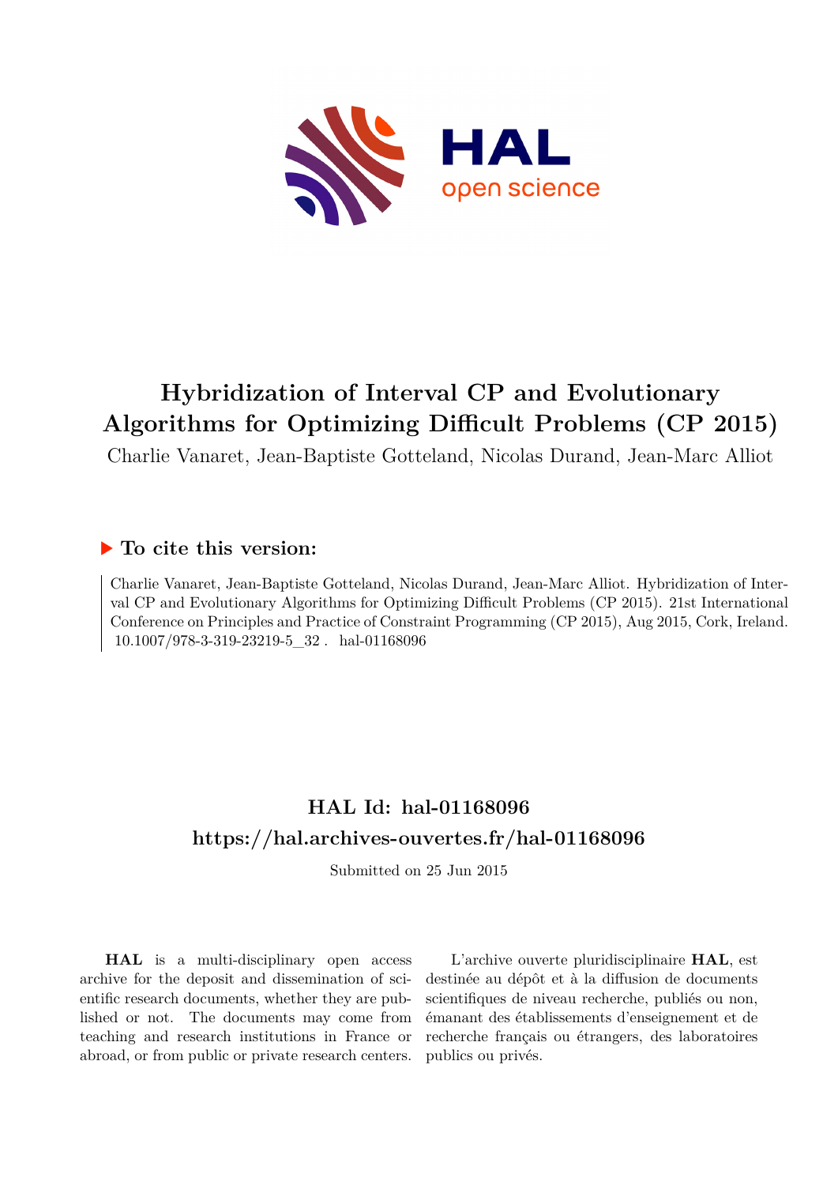# Hybridization of Interval CP and Evolutionary Algorithms for Optimizing Difficult Problems (CP 2015)

Charlie Vanaret, Jean-Baptiste Gotteland, Nicolas Durand, Jean-Marc Alliot

## ▶ To cite this version:

Charlie Vanaret, Jean-Baptiste Gotteland, Nicolas Durand, Jean-Marc Alliot. Hybridization of Interval CP and Evolutionary Algorithms for Optimizing Difficult Problems (CP 2015). 21st International Conference on Principles and Practice of Constraint Programming (CP 2015), Aug 2015, Cork, Ireland. 10.1007/978-3-319-23219-5_32. hal-01168096

## HAL Id: hal-01168096
## https://hal.archives-ouvertes.fr/hal-01168096

Submitted on 25 Jun 2015

**HAL** is a multi-disciplinary open access archive for the deposit and dissemination of scientific research documents, whether they are published or not. The documents may come from teaching and research institutions in France or abroad, or from public or private research centers.

L'archive ouverte pluridisciplinaire **HAL**, est destinée au dépôt et à la diffusion de documents scientifiques de niveau recherche, publiés ou non, émanant des établissements d'enseignement et de recherche français ou étrangers, des laboratoires publics ou privés.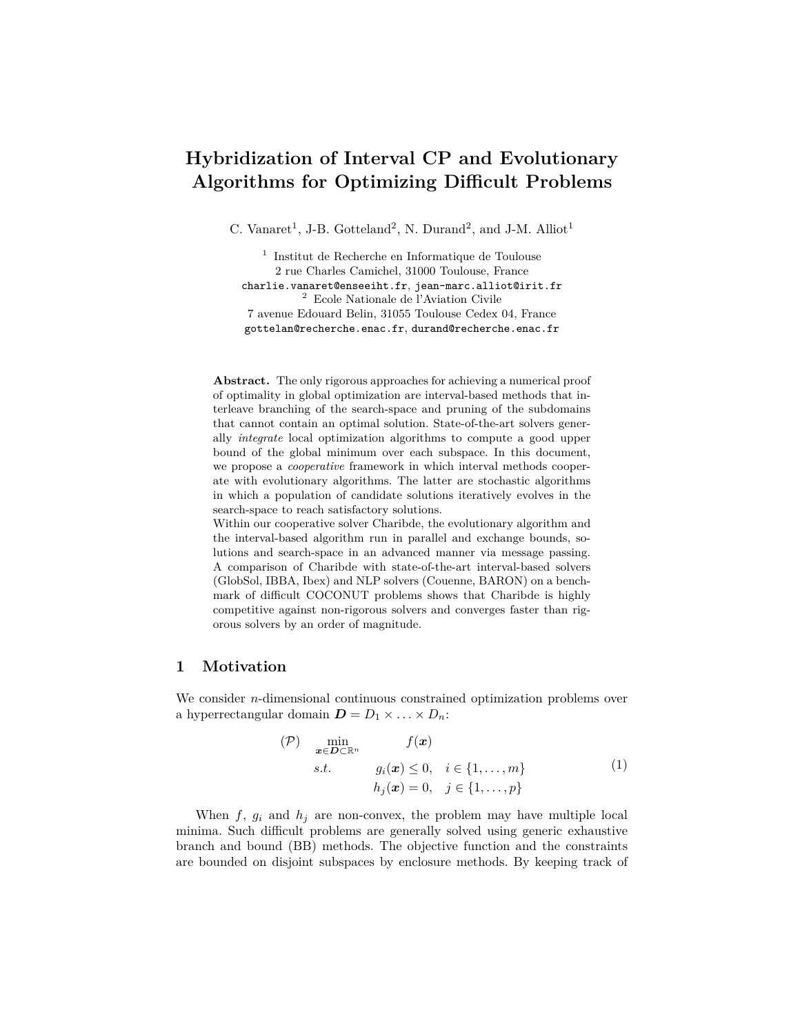# Hybridization of Interval CP and Evolutionary Algorithms for Optimizing Difficult Problems

C. Vanaret[1], J-B. Gotteland[2], N. Durand[2], and J-M. Alliot[1]

[1] Institut de Recherche en Informatique de Toulouse
2 rue Charles Camichel, 31000 Toulouse, France
charlie.vanaret@enseeiht.fr, jean-marc.alliot@irit.fr
[2] Ecole Nationale de l'Aviation Civile
7 avenue Edouard Belin, 31055 Toulouse Cedex 04, France
gottelan@recherche.enac.fr, durand@recherche.enac.fr

**Abstract.** The only rigorous approaches for achieving a numerical proof of optimality in global optimization are interval-based methods that interleave branching of the search-space and pruning of the subdomains that cannot contain an optimal solution. State-of-the-art solvers generally *integrate* local optimization algorithms to compute a good upper bound of the global minimum over each subspace. In this document, we propose a *cooperative* framework in which interval methods cooperate with evolutionary algorithms. The latter are stochastic algorithms in which a population of candidate solutions iteratively evolves in the search-space to reach satisfactory solutions.
Within our cooperative solver Charibde, the evolutionary algorithm and the interval-based algorithm run in parallel and exchange bounds, solutions and search-space in an advanced manner via message passing. A comparison of Charibde with state-of-the-art interval-based solvers (GlobSol, IBBA, Ibex) and NLP solvers (Couenne, BARON) on a benchmark of difficult COCONUT problems shows that Charibde is highly competitive against non-rigorous solvers and converges faster than rigorous solvers by an order of magnitude.

## 1 Motivation

We consider $n$-dimensional continuous constrained optimization problems over a hyperrectangular domain $\boldsymbol{D} = D_1 \times \ldots \times D_n$:

$$
\begin{array}{lll}
(\mathcal{P}) & \displaystyle\min_{\boldsymbol{x} \in \boldsymbol{D} \subset \mathbb{R}^n} & f(\boldsymbol{x}) \\
& s.t. & g_i(\boldsymbol{x}) \leq 0, \quad i \in \{1, \ldots, m\} \\
& & h_j(\boldsymbol{x}) = 0, \quad j \in \{1, \ldots, p\}
\end{array}
\tag{1}
$$

When $f$, $g_i$ and $h_j$ are non-convex, the problem may have multiple local minima. Such difficult problems are generally solved using generic exhaustive branch and bound (BB) methods. The objective function and the constraints are bounded on disjoint subspaces by enclosure methods. By keeping track of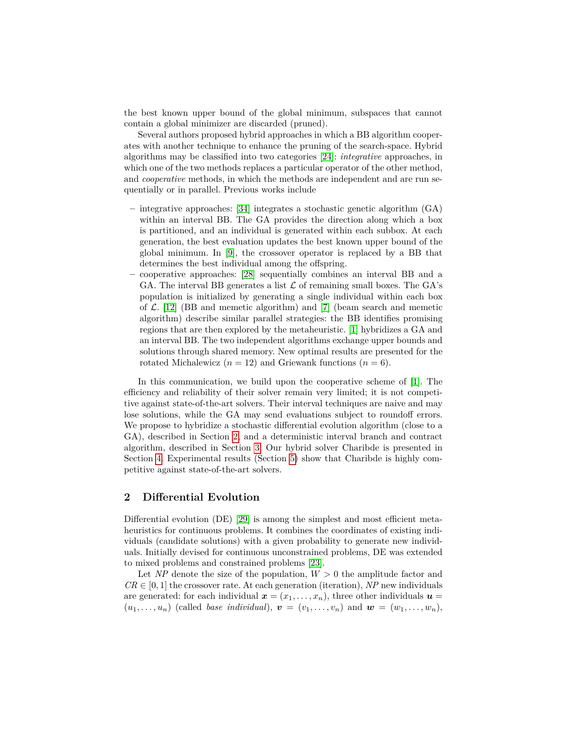the best known upper bound of the global minimum, subspaces that cannot contain a global minimizer are discarded (pruned).

Several authors proposed hybrid approaches in which a BB algorithm cooperates with another technique to enhance the pruning of the search-space. Hybrid algorithms may be classified into two categories [24]: *integrative* approaches, in which one of the two methods replaces a particular operator of the other method, and *cooperative* methods, in which the methods are independent and are run sequentially or in parallel. Previous works include

- integrative approaches: [34] integrates a stochastic genetic algorithm (GA) within an interval BB. The GA provides the direction along which a box is partitioned, and an individual is generated within each subbox. At each generation, the best evaluation updates the best known upper bound of the global minimum. In [9], the crossover operator is replaced by a BB that determines the best individual among the offspring.
- cooperative approaches: [28] sequentially combines an interval BB and a GA. The interval BB generates a list $\mathcal{L}$ of remaining small boxes. The GA's population is initialized by generating a single individual within each box of $\mathcal{L}$. [12] (BB and memetic algorithm) and [7] (beam search and memetic algorithm) describe similar parallel strategies: the BB identifies promising regions that are then explored by the metaheuristic. [1] hybridizes a GA and an interval BB. The two independent algorithms exchange upper bounds and solutions through shared memory. New optimal results are presented for the rotated Michalewicz ($n = 12$) and Griewank functions ($n = 6$).

In this communication, we build upon the cooperative scheme of [1]. The efficiency and reliability of their solver remain very limited; it is not competitive against state-of-the-art solvers. Their interval techniques are naive and may lose solutions, while the GA may send evaluations subject to roundoff errors. We propose to hybridize a stochastic differential evolution algorithm (close to a GA), described in Section 2, and a deterministic interval branch and contract algorithm, described in Section 3. Our hybrid solver Charibde is presented in Section 4. Experimental results (Section 5) show that Charibde is highly competitive against state-of-the-art solvers.

## 2 Differential Evolution

Differential evolution (DE) [29] is among the simplest and most efficient metaheuristics for continuous problems. It combines the coordinates of existing individuals (candidate solutions) with a given probability to generate new individuals. Initially devised for continuous unconstrained problems, DE was extended to mixed problems and constrained problems [23].

Let $NP$ denote the size of the population, $W > 0$ the amplitude factor and $CR \in [0, 1]$ the crossover rate. At each generation (iteration), $NP$ new individuals are generated: for each individual $\boldsymbol{x} = (x_1, \ldots, x_n)$, three other individuals $\boldsymbol{u} = (u_1, \ldots, u_n)$ (called *base individual*), $\boldsymbol{v} = (v_1, \ldots, v_n)$ and $\boldsymbol{w} = (w_1, \ldots, w_n)$,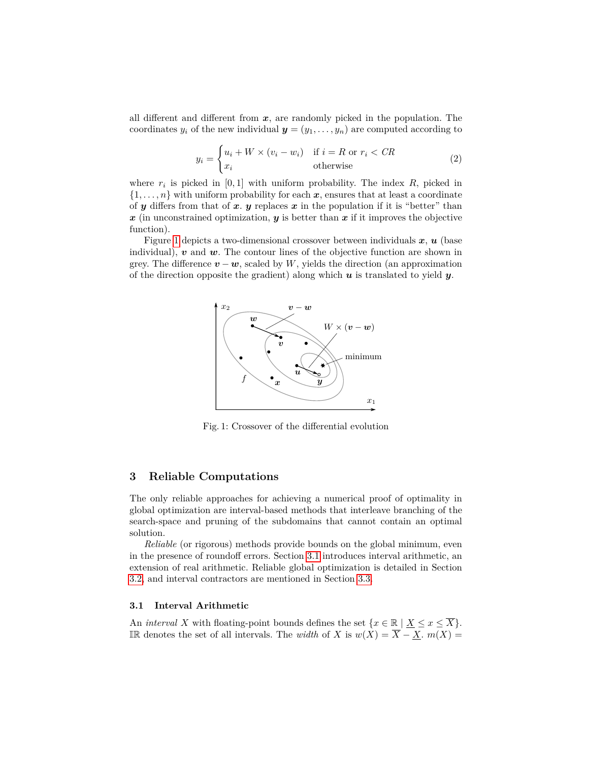all different and different from $\boldsymbol{x}$, are randomly picked in the population. The coordinates $y_i$ of the new individual $\boldsymbol{y} = (y_1, \ldots, y_n)$ are computed according to

$$y_i = \begin{cases} u_i + W \times (v_i - w_i) & \text{if } i = R \text{ or } r_i < CR \\ x_i & \text{otherwise} \end{cases} \tag{2}$$

where $r_i$ is picked in $[0, 1]$ with uniform probability. The index $R$, picked in $\{1, \ldots, n\}$ with uniform probability for each $\boldsymbol{x}$, ensures that at least a coordinate of $\boldsymbol{y}$ differs from that of $\boldsymbol{x}$. $\boldsymbol{y}$ replaces $\boldsymbol{x}$ in the population if it is "better" than $\boldsymbol{x}$ (in unconstrained optimization, $\boldsymbol{y}$ is better than $\boldsymbol{x}$ if it improves the objective function).

Figure 1 depicts a two-dimensional crossover between individuals $\boldsymbol{x}$, $\boldsymbol{u}$ (base individual), $\boldsymbol{v}$ and $\boldsymbol{w}$. The contour lines of the objective function are shown in grey. The difference $\boldsymbol{v} - \boldsymbol{w}$, scaled by $W$, yields the direction (an approximation of the direction opposite the gradient) along which $\boldsymbol{u}$ is translated to yield $\boldsymbol{y}$.

Fig. 1: Crossover of the differential evolution

## 3 Reliable Computations

The only reliable approaches for achieving a numerical proof of optimality in global optimization are interval-based methods that interleave branching of the search-space and pruning of the subdomains that cannot contain an optimal solution.

*Reliable* (or rigorous) methods provide bounds on the global minimum, even in the presence of roundoff errors. Section 3.1 introduces interval arithmetic, an extension of real arithmetic. Reliable global optimization is detailed in Section 3.2, and interval contractors are mentioned in Section 3.3.

### 3.1 Interval Arithmetic

An *interval* $X$ with floating-point bounds defines the set $\{x \in \mathbb{R} \mid \underline{X} \leq x \leq \overline{X}\}$. $\mathbb{IR}$ denotes the set of all intervals. The *width* of $X$ is $w(X) = \overline{X} - \underline{X}$. $m(X) =$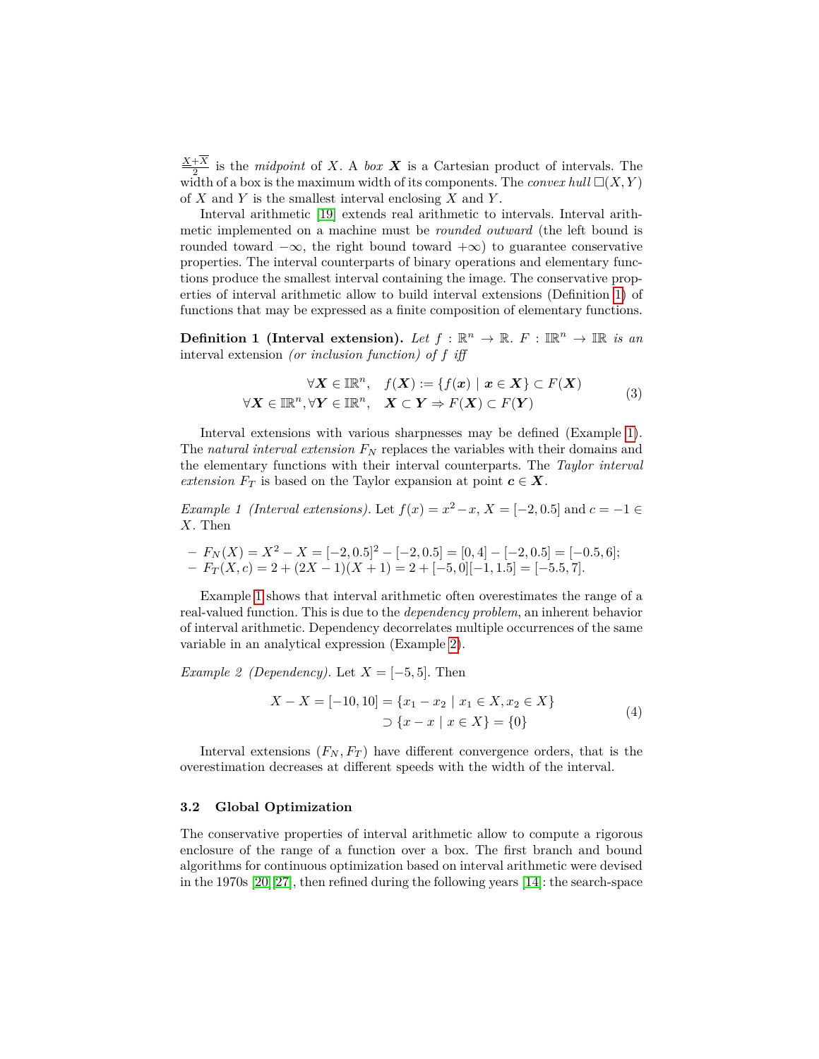$\frac{\underline{X}+\overline{X}}{2}$ is the *midpoint* of $X$. A *box* $\boldsymbol{X}$ is a Cartesian product of intervals. The width of a box is the maximum width of its components. The *convex hull* $\square(X, Y)$ of $X$ and $Y$ is the smallest interval enclosing $X$ and $Y$.

Interval arithmetic [19] extends real arithmetic to intervals. Interval arithmetic implemented on a machine must be *rounded outward* (the left bound is rounded toward $-\infty$, the right bound toward $+\infty$) to guarantee conservative properties. The interval counterparts of binary operations and elementary functions produce the smallest interval containing the image. The conservative properties of interval arithmetic allow to build interval extensions (Definition 1) of functions that may be expressed as a finite composition of elementary functions.

**Definition 1 (Interval extension).** *Let $f : \mathbb{R}^n \to \mathbb{R}$. $F : \mathbb{IR}^n \to \mathbb{IR}$ is an* interval extension *(or inclusion function) of $f$ iff*

$$
\begin{aligned}
\forall \boldsymbol{X} \in \mathbb{IR}^n, \quad & f(\boldsymbol{X}) := \{f(\boldsymbol{x}) \mid \boldsymbol{x} \in \boldsymbol{X}\} \subset F(\boldsymbol{X}) \\
\forall \boldsymbol{X} \in \mathbb{IR}^n, \forall \boldsymbol{Y} \in \mathbb{IR}^n, \quad & \boldsymbol{X} \subset \boldsymbol{Y} \Rightarrow F(\boldsymbol{X}) \subset F(\boldsymbol{Y})
\end{aligned}
\tag{3}
$$

Interval extensions with various sharpnesses may be defined (Example 1). The *natural interval extension* $F_N$ replaces the variables with their domains and the elementary functions with their interval counterparts. The *Taylor interval extension* $F_T$ is based on the Taylor expansion at point $\boldsymbol{c} \in \boldsymbol{X}$.

*Example 1 (Interval extensions).* Let $f(x) = x^2 - x$, $X = [-2, 0.5]$ and $c = -1 \in X$. Then

- $F_N(X) = X^2 - X = [-2, 0.5]^2 - [-2, 0.5] = [0, 4] - [-2, 0.5] = [-0.5, 6]$;
- $F_T(X, c) = 2 + (2X - 1)(X + 1) = 2 + [-5, 0][-1, 1.5] = [-5.5, 7]$.

Example 1 shows that interval arithmetic often overestimates the range of a real-valued function. This is due to the *dependency problem*, an inherent behavior of interval arithmetic. Dependency decorrelates multiple occurrences of the same variable in an analytical expression (Example 2).

*Example 2 (Dependency).* Let $X = [-5, 5]$. Then

$$
\begin{aligned}
X - X = [-10, 10] &= \{x_1 - x_2 \mid x_1 \in X, x_2 \in X\} \\
&\supset \{x - x \mid x \in X\} = \{0\}
\end{aligned}
\tag{4}
$$

Interval extensions $(F_N, F_T)$ have different convergence orders, that is the overestimation decreases at different speeds with the width of the interval.

### 3.2 Global Optimization

The conservative properties of interval arithmetic allow to compute a rigorous enclosure of the range of a function over a box. The first branch and bound algorithms for continuous optimization based on interval arithmetic were devised in the 1970s [20][27], then refined during the following years [14]: the search-space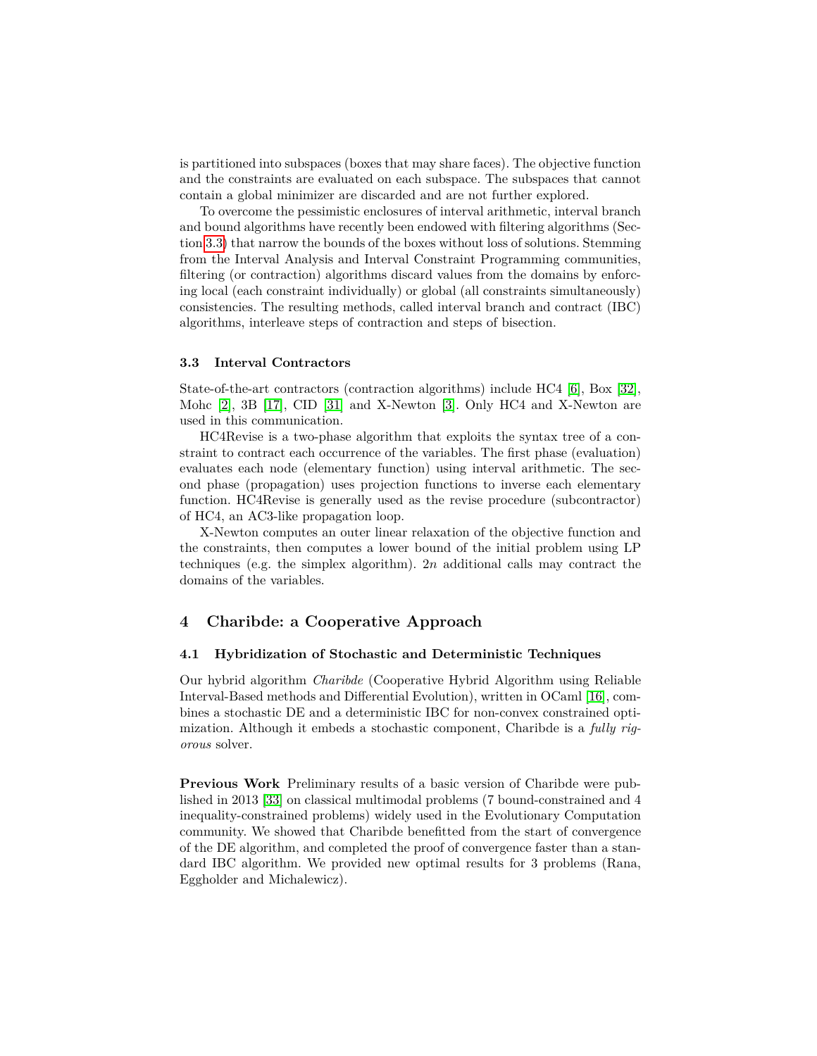is partitioned into subspaces (boxes that may share faces). The objective function and the constraints are evaluated on each subspace. The subspaces that cannot contain a global minimizer are discarded and are not further explored.

To overcome the pessimistic enclosures of interval arithmetic, interval branch and bound algorithms have recently been endowed with filtering algorithms (Section 3.3) that narrow the bounds of the boxes without loss of solutions. Stemming from the Interval Analysis and Interval Constraint Programming communities, filtering (or contraction) algorithms discard values from the domains by enforcing local (each constraint individually) or global (all constraints simultaneously) consistencies. The resulting methods, called interval branch and contract (IBC) algorithms, interleave steps of contraction and steps of bisection.

### 3.3 Interval Contractors

State-of-the-art contractors (contraction algorithms) include HC4 [6], Box [32], Mohc [2], 3B [17], CID [31] and X-Newton [3]. Only HC4 and X-Newton are used in this communication.

HC4Revise is a two-phase algorithm that exploits the syntax tree of a constraint to contract each occurrence of the variables. The first phase (evaluation) evaluates each node (elementary function) using interval arithmetic. The second phase (propagation) uses projection functions to inverse each elementary function. HC4Revise is generally used as the revise procedure (subcontractor) of HC4, an AC3-like propagation loop.

X-Newton computes an outer linear relaxation of the objective function and the constraints, then computes a lower bound of the initial problem using LP techniques (e.g. the simplex algorithm). $2n$ additional calls may contract the domains of the variables.

## 4 Charibde: a Cooperative Approach

### 4.1 Hybridization of Stochastic and Deterministic Techniques

Our hybrid algorithm *Charibde* (Cooperative Hybrid Algorithm using Reliable Interval-Based methods and Differential Evolution), written in OCaml [16], combines a stochastic DE and a deterministic IBC for non-convex constrained optimization. Although it embeds a stochastic component, Charibde is a *fully rigorous* solver.

**Previous Work** Preliminary results of a basic version of Charibde were published in 2013 [33] on classical multimodal problems (7 bound-constrained and 4 inequality-constrained problems) widely used in the Evolutionary Computation community. We showed that Charibde benefitted from the start of convergence of the DE algorithm, and completed the proof of convergence faster than a standard IBC algorithm. We provided new optimal results for 3 problems (Rana, Eggholder and Michalewicz).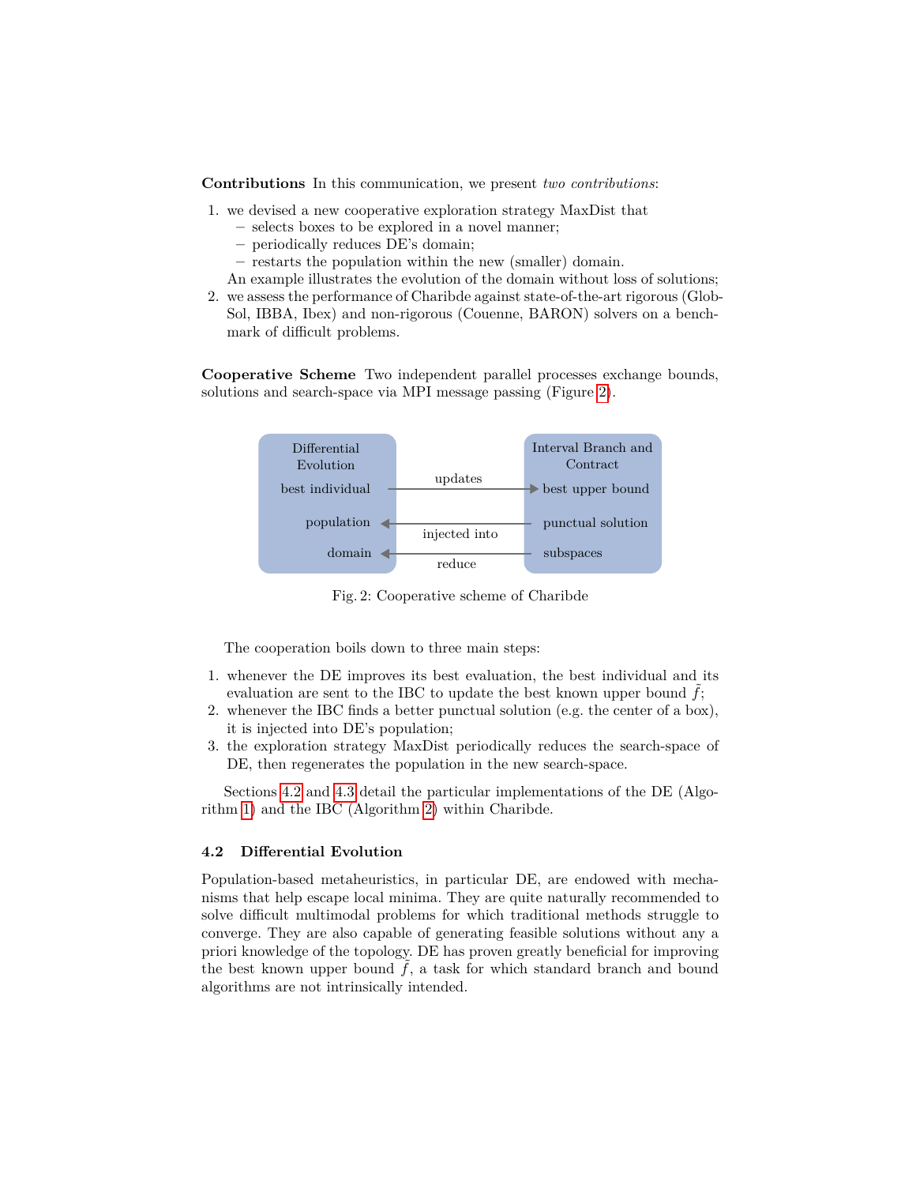**Contributions** In this communication, we present *two contributions*:

1. we devised a new cooperative exploration strategy MaxDist that
   - selects boxes to be explored in a novel manner;
   - periodically reduces DE's domain;
   - restarts the population within the new (smaller) domain.

   An example illustrates the evolution of the domain without loss of solutions;
2. we assess the performance of Charibde against state-of-the-art rigorous (GlobSol, IBBA, Ibex) and non-rigorous (Couenne, BARON) solvers on a benchmark of difficult problems.

**Cooperative Scheme** Two independent parallel processes exchange bounds, solutions and search-space via MPI message passing (Figure 2).

| Differential Evolution | | Interval Branch and Contract |
|---|---|---|
| best individual | updates → | best upper bound |
| population | ← injected into | punctual solution |
| domain | ← reduce | subspaces |

Fig. 2: Cooperative scheme of Charibde

The cooperation boils down to three main steps:

1. whenever the DE improves its best evaluation, the best individual and its evaluation are sent to the IBC to update the best known upper bound $\tilde{f}$;
2. whenever the IBC finds a better punctual solution (e.g. the center of a box), it is injected into DE's population;
3. the exploration strategy MaxDist periodically reduces the search-space of DE, then regenerates the population in the new search-space.

Sections 4.2 and 4.3 detail the particular implementations of the DE (Algorithm 1) and the IBC (Algorithm 2) within Charibde.

### 4.2 Differential Evolution

Population-based metaheuristics, in particular DE, are endowed with mechanisms that help escape local minima. They are quite naturally recommended to solve difficult multimodal problems for which traditional methods struggle to converge. They are also capable of generating feasible solutions without any a priori knowledge of the topology. DE has proven greatly beneficial for improving the best known upper bound $\tilde{f}$, a task for which standard branch and bound algorithms are not intrinsically intended.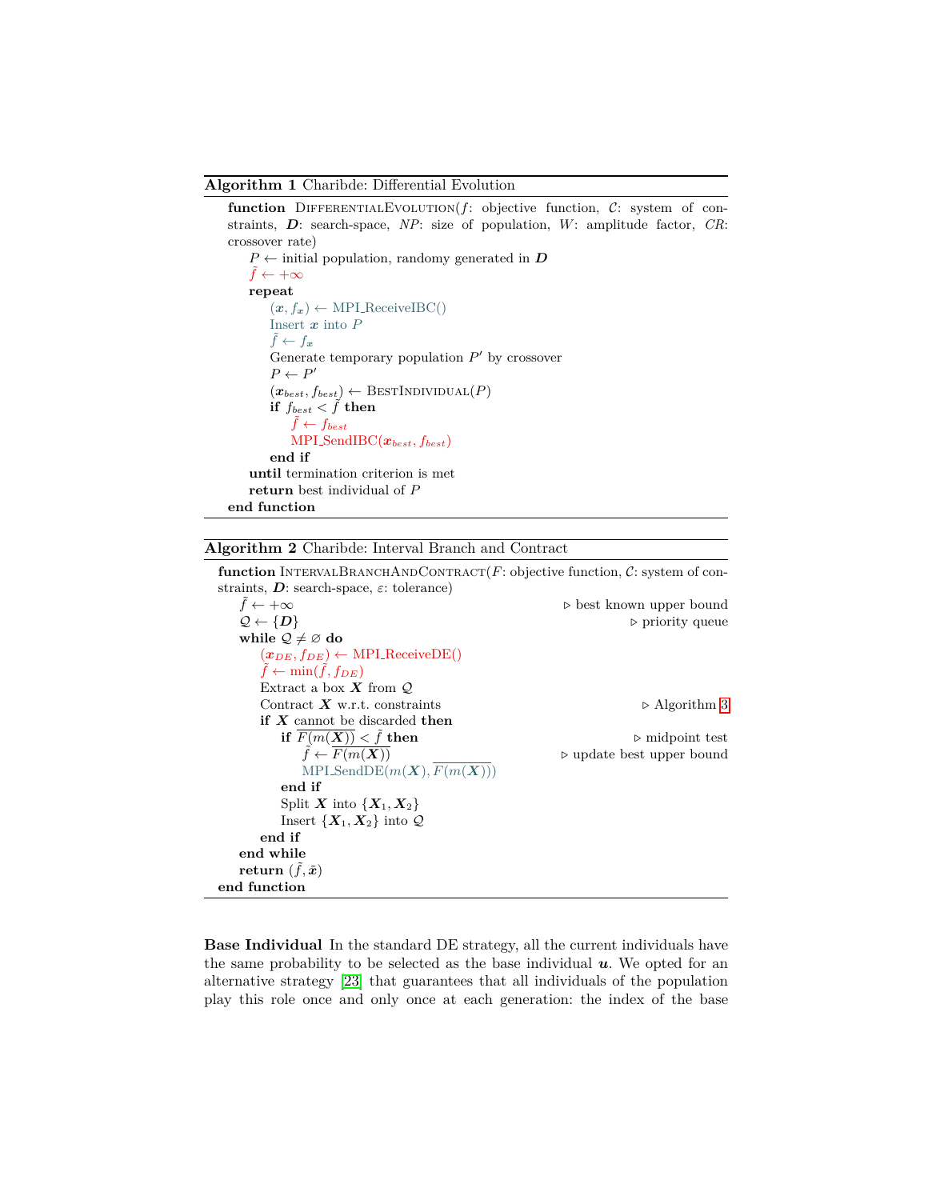**Algorithm 1** Charibde: Differential Evolution

```
function DifferentialEvolution(f: objective function, C: system of constraints, D: search-space, NP: size of population, W: amplitude factor, CR: crossover rate)
    P ← initial population, randomy generated in D
    f̃ ← +∞
    repeat
        (x, f_x) ← MPI_ReceiveIBC()
        Insert x into P
        f̃ ← f_x
        Generate temporary population P′ by crossover
        P ← P′
        (x_best, f_best) ← BestIndividual(P)
        if f_best < f̃ then
            f̃ ← f_best
            MPI_SendIBC(x_best, f_best)
        end if
    until termination criterion is met
    return best individual of P
end function
```

**Algorithm 2** Charibde: Interval Branch and Contract

```
function IntervalBranchAndContract(F: objective function, C: system of constraints, D: search-space, ε: tolerance)
    f̃ ← +∞                                          ▷ best known upper bound
    Q ← {D}                                          ▷ priority queue
    while Q ≠ ∅ do
        (x_DE, f_DE) ← MPI_ReceiveDE()
        f̃ ← min(f̃, f_DE)
        Extract a box X from Q
        Contract X w.r.t. constraints                ▷ Algorithm 3
        if X cannot be discarded then
            if upper(F(m(X))) < f̃ then               ▷ midpoint test
                f̃ ← upper(F(m(X)))                   ▷ update best upper bound
                MPI_SendDE(m(X), upper(F(m(X))))
            end if
            Split X into {X_1, X_2}
            Insert {X_1, X_2} into Q
        end if
    end while
    return (f̃, x̃)
end function
```

**Base Individual** In the standard DE strategy, all the current individuals have the same probability to be selected as the base individual $\boldsymbol{u}$. We opted for an alternative strategy [23] that guarantees that all individuals of the population play this role once and only once at each generation: the index of the base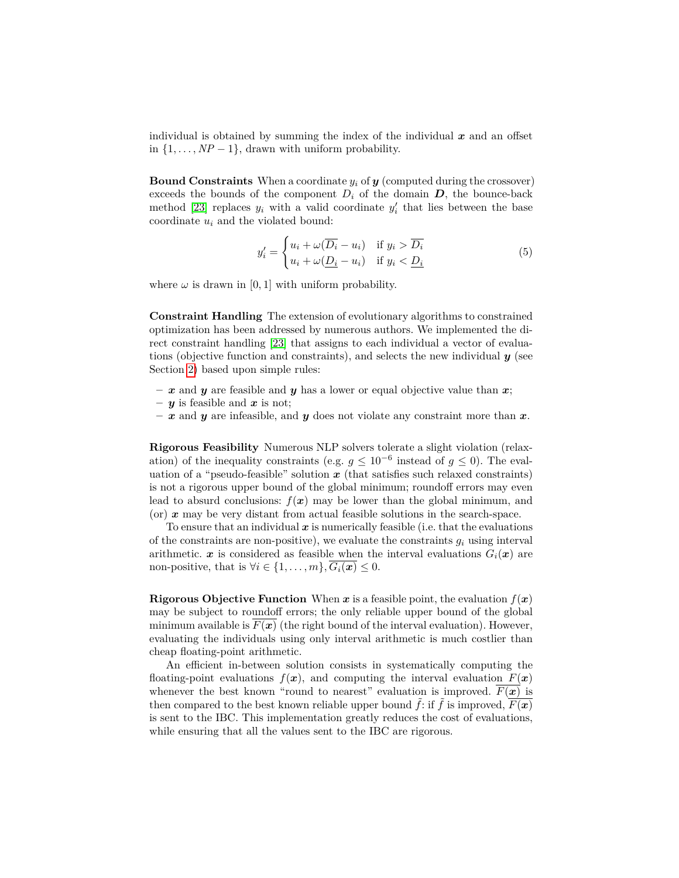individual is obtained by summing the index of the individual $\boldsymbol{x}$ and an offset in $\{1, \ldots, NP-1\}$, drawn with uniform probability.

**Bound Constraints** When a coordinate $y_i$ of $\boldsymbol{y}$ (computed during the crossover) exceeds the bounds of the component $D_i$ of the domain $\boldsymbol{D}$, the bounce-back method [23] replaces $y_i$ with a valid coordinate $y'_i$ that lies between the base coordinate $u_i$ and the violated bound:

$$y'_i = \begin{cases} u_i + \omega(\overline{D_i} - u_i) & \text{if } y_i > \overline{D_i} \\ u_i + \omega(\underline{D_i} - u_i) & \text{if } y_i < \underline{D_i} \end{cases} \tag{5}$$

where $\omega$ is drawn in $[0, 1]$ with uniform probability.

**Constraint Handling** The extension of evolutionary algorithms to constrained optimization has been addressed by numerous authors. We implemented the direct constraint handling [23] that assigns to each individual a vector of evaluations (objective function and constraints), and selects the new individual $\boldsymbol{y}$ (see Section 2) based upon simple rules:

- $\boldsymbol{x}$ and $\boldsymbol{y}$ are feasible and $\boldsymbol{y}$ has a lower or equal objective value than $\boldsymbol{x}$;
- $\boldsymbol{y}$ is feasible and $\boldsymbol{x}$ is not;
- $\boldsymbol{x}$ and $\boldsymbol{y}$ are infeasible, and $\boldsymbol{y}$ does not violate any constraint more than $\boldsymbol{x}$.

**Rigorous Feasibility** Numerous NLP solvers tolerate a slight violation (relaxation) of the inequality constraints (e.g. $g \leq 10^{-6}$ instead of $g \leq 0$). The evaluation of a "pseudo-feasible" solution $\boldsymbol{x}$ (that satisfies such relaxed constraints) is not a rigorous upper bound of the global minimum; roundoff errors may even lead to absurd conclusions: $f(\boldsymbol{x})$ may be lower than the global minimum, and (or) $\boldsymbol{x}$ may be very distant from actual feasible solutions in the search-space.

To ensure that an individual $\boldsymbol{x}$ is numerically feasible (i.e. that the evaluations of the constraints are non-positive), we evaluate the constraints $g_i$ using interval arithmetic. $\boldsymbol{x}$ is considered as feasible when the interval evaluations $G_i(\boldsymbol{x})$ are non-positive, that is $\forall i \in \{1, \ldots, m\}, \overline{G_i(\boldsymbol{x})} \leq 0$.

**Rigorous Objective Function** When $\boldsymbol{x}$ is a feasible point, the evaluation $f(\boldsymbol{x})$ may be subject to roundoff errors; the only reliable upper bound of the global minimum available is $\overline{F(\boldsymbol{x})}$ (the right bound of the interval evaluation). However, evaluating the individuals using only interval arithmetic is much costlier than cheap floating-point arithmetic.

An efficient in-between solution consists in systematically computing the floating-point evaluations $f(\boldsymbol{x})$, and computing the interval evaluation $F(\boldsymbol{x})$ whenever the best known "round to nearest" evaluation is improved. $\overline{F(\boldsymbol{x})}$ is then compared to the best known reliable upper bound $\tilde{f}$: if $\tilde{f}$ is improved, $\overline{F(\boldsymbol{x})}$ is sent to the IBC. This implementation greatly reduces the cost of evaluations, while ensuring that all the values sent to the IBC are rigorous.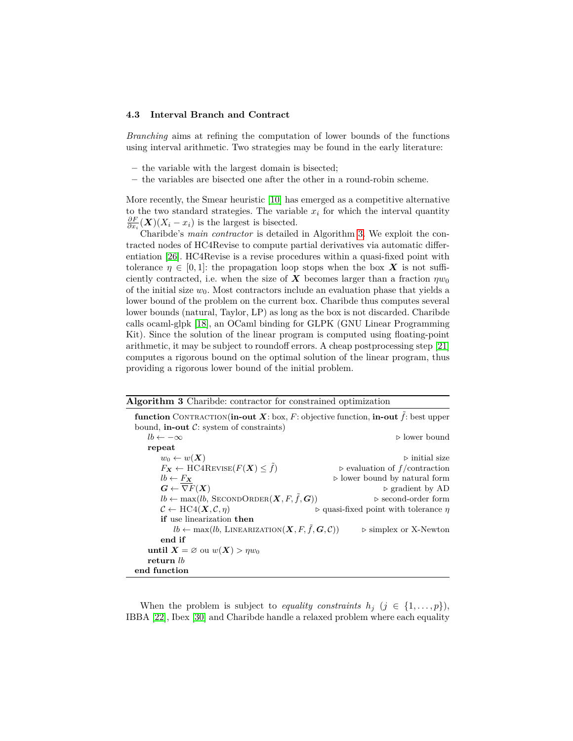### 4.3 Interval Branch and Contract

*Branching* aims at refining the computation of lower bounds of the functions using interval arithmetic. Two strategies may be found in the early literature:

- the variable with the largest domain is bisected;
- the variables are bisected one after the other in a round-robin scheme.

More recently, the Smear heuristic [10] has emerged as a competitive alternative to the two standard strategies. The variable $x_i$ for which the interval quantity $\frac{\partial F}{\partial x_i}(\boldsymbol{X})(X_i - x_i)$ is the largest is bisected.

Charibde's *main contractor* is detailed in Algorithm 3. We exploit the contracted nodes of HC4Revise to compute partial derivatives via automatic differentiation [26]. HC4Revise is a revise procedures within a quasi-fixed point with tolerance $\eta \in [0, 1]$: the propagation loop stops when the box $\boldsymbol{X}$ is not sufficiently contracted, i.e. when the size of $\boldsymbol{X}$ becomes larger than a fraction $\eta w_0$ of the initial size $w_0$. Most contractors include an evaluation phase that yields a lower bound of the problem on the current box. Charibde thus computes several lower bounds (natural, Taylor, LP) as long as the box is not discarded. Charibde calls ocaml-glpk [18], an OCaml binding for GLPK (GNU Linear Programming Kit). Since the solution of the linear program is computed using floating-point arithmetic, it may be subject to roundoff errors. A cheap postprocessing step [21] computes a rigorous bound on the optimal solution of the linear program, thus providing a rigorous lower bound of the initial problem.

**Algorithm 3** Charibde: contractor for constrained optimization

```
function Contraction(in-out X: box, F: objective function, in-out f̃: best upper
bound, in-out C: system of constraints)
    lb ← −∞                                              ▷ lower bound
    repeat
        w0 ← w(X)                                        ▷ initial size
        F_X ← HC4Revise(F(X) ≤ f̃)                        ▷ evaluation of f/contraction
        lb ← lower(F_X)                                  ▷ lower bound by natural form
        G ← ∇F(X)                                        ▷ gradient by AD
        lb ← max(lb, SecondOrder(X, F, f̃, G))            ▷ second-order form
        C ← HC4(X, C, η)                                 ▷ quasi-fixed point with tolerance η
        if use linearization then
            lb ← max(lb, Linearization(X, F, f̃, G, C))   ▷ simplex or X-Newton
        end if
    until X = ∅ ou w(X) > η w0
    return lb
end function
```

When the problem is subject to *equality constraints* $h_j$ ($j \in \{1, \ldots, p\}$), IBBA [22], Ibex [30] and Charibde handle a relaxed problem where each equality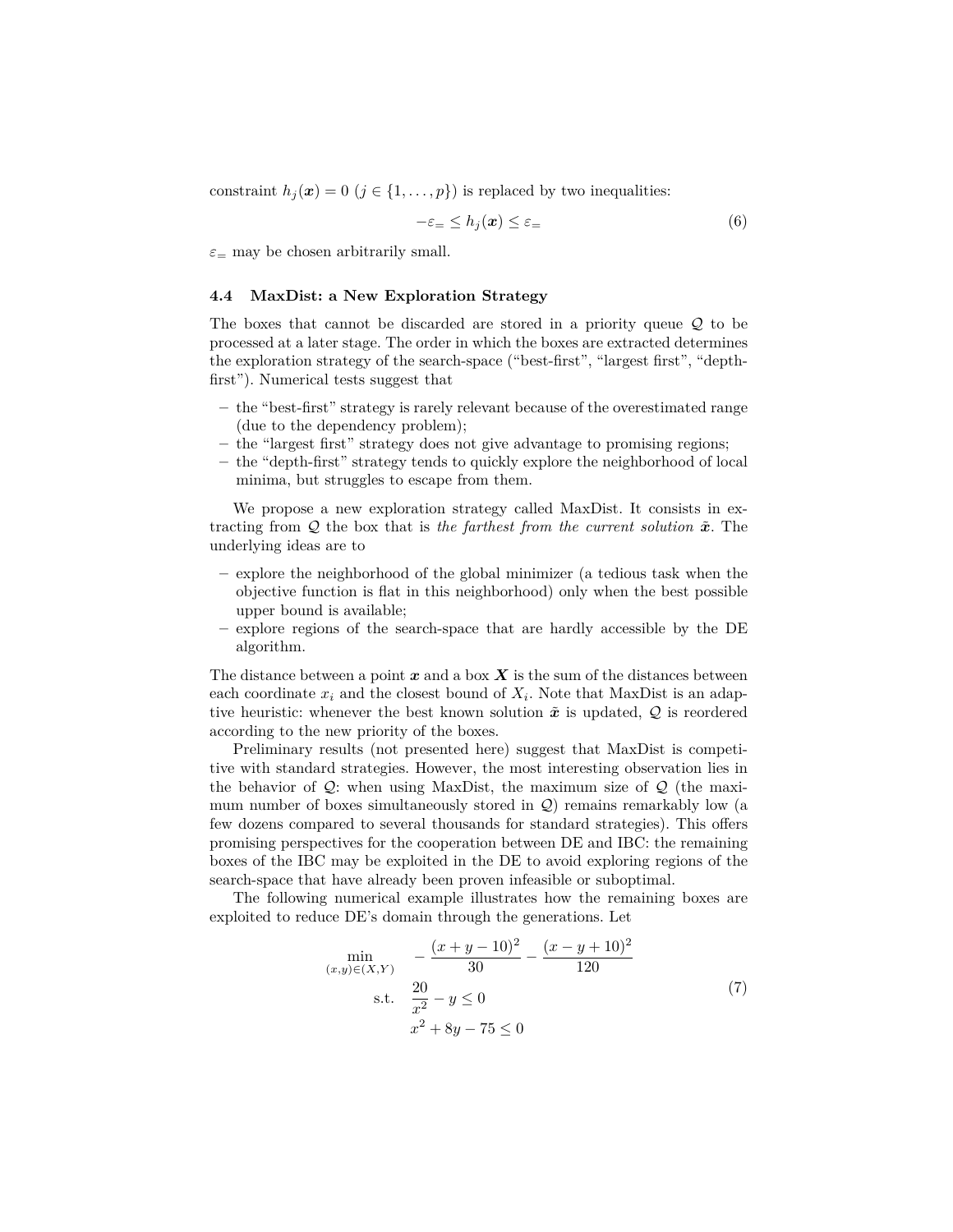constraint $h_j(\boldsymbol{x}) = 0$ ($j \in \{1, \dots, p\}$) is replaced by two inequalities:

$$-\varepsilon_= \leq h_j(\boldsymbol{x}) \leq \varepsilon_= \tag{6}$$

$\varepsilon_=$ may be chosen arbitrarily small.

### 4.4 MaxDist: a New Exploration Strategy

The boxes that cannot be discarded are stored in a priority queue $\mathcal{Q}$ to be processed at a later stage. The order in which the boxes are extracted determines the exploration strategy of the search-space ("best-first", "largest first", "depth-first"). Numerical tests suggest that

- the "best-first" strategy is rarely relevant because of the overestimated range (due to the dependency problem);
- the "largest first" strategy does not give advantage to promising regions;
- the "depth-first" strategy tends to quickly explore the neighborhood of local minima, but struggles to escape from them.

We propose a new exploration strategy called MaxDist. It consists in extracting from $\mathcal{Q}$ the box that is *the farthest from the current solution* $\tilde{\boldsymbol{x}}$. The underlying ideas are to

- explore the neighborhood of the global minimizer (a tedious task when the objective function is flat in this neighborhood) only when the best possible upper bound is available;
- explore regions of the search-space that are hardly accessible by the DE algorithm.

The distance between a point $\boldsymbol{x}$ and a box $\boldsymbol{X}$ is the sum of the distances between each coordinate $x_i$ and the closest bound of $X_i$. Note that MaxDist is an adaptive heuristic: whenever the best known solution $\tilde{\boldsymbol{x}}$ is updated, $\mathcal{Q}$ is reordered according to the new priority of the boxes.

Preliminary results (not presented here) suggest that MaxDist is competitive with standard strategies. However, the most interesting observation lies in the behavior of $\mathcal{Q}$: when using MaxDist, the maximum size of $\mathcal{Q}$ (the maximum number of boxes simultaneously stored in $\mathcal{Q}$) remains remarkably low (a few dozens compared to several thousands for standard strategies). This offers promising perspectives for the cooperation between DE and IBC: the remaining boxes of the IBC may be exploited in the DE to avoid exploring regions of the search-space that have already been proven infeasible or suboptimal.

The following numerical example illustrates how the remaining boxes are exploited to reduce DE's domain through the generations. Let

$$\begin{aligned}
\min_{(x,y)\in(X,Y)} \quad & -\frac{(x+y-10)^2}{30} - \frac{(x-y+10)^2}{120} \\
\text{s.t.} \quad & \frac{20}{x^2} - y \leq 0 \\
& x^2 + 8y - 75 \leq 0
\end{aligned} \tag{7}$$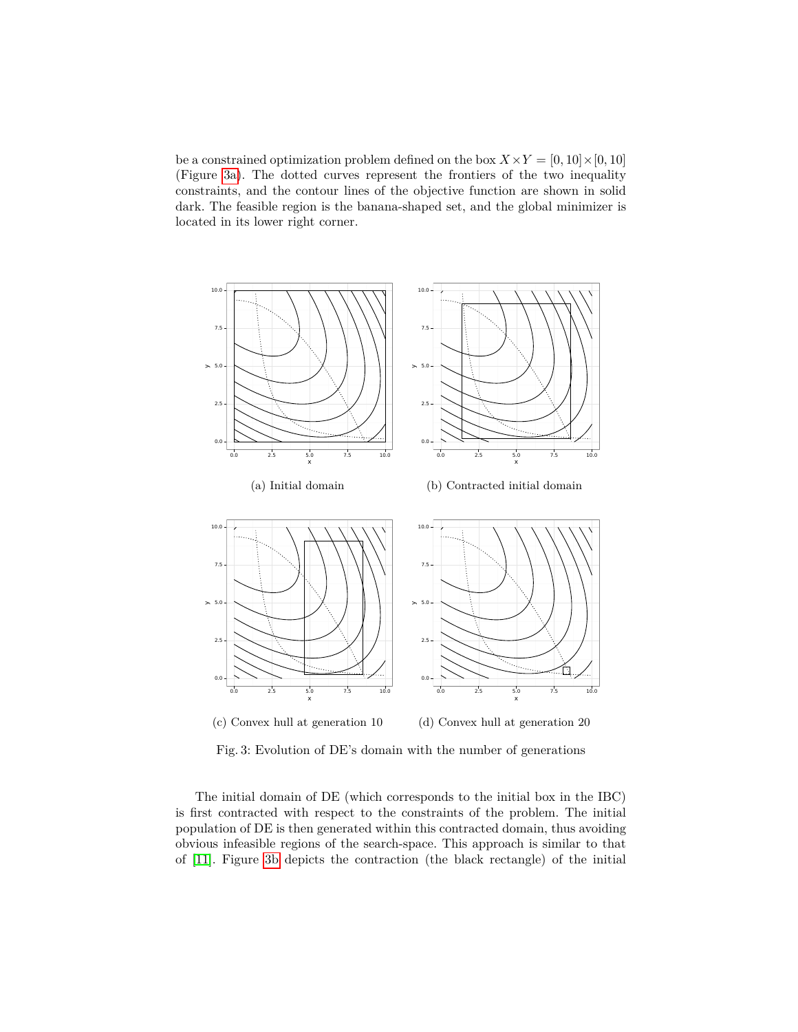be a constrained optimization problem defined on the box $X \times Y = [0, 10] \times [0, 10]$ (Figure 3a). The dotted curves represent the frontiers of the two inequality constraints, and the contour lines of the objective function are shown in solid dark. The feasible region is the banana-shaped set, and the global minimizer is located in its lower right corner.

(a) Initial domain

(b) Contracted initial domain

(c) Convex hull at generation 10

(d) Convex hull at generation 20

Fig. 3: Evolution of DE's domain with the number of generations

The initial domain of DE (which corresponds to the initial box in the IBC) is first contracted with respect to the constraints of the problem. The initial population of DE is then generated within this contracted domain, thus avoiding obvious infeasible regions of the search-space. This approach is similar to that of [11]. Figure 3b depicts the contraction (the black rectangle) of the initial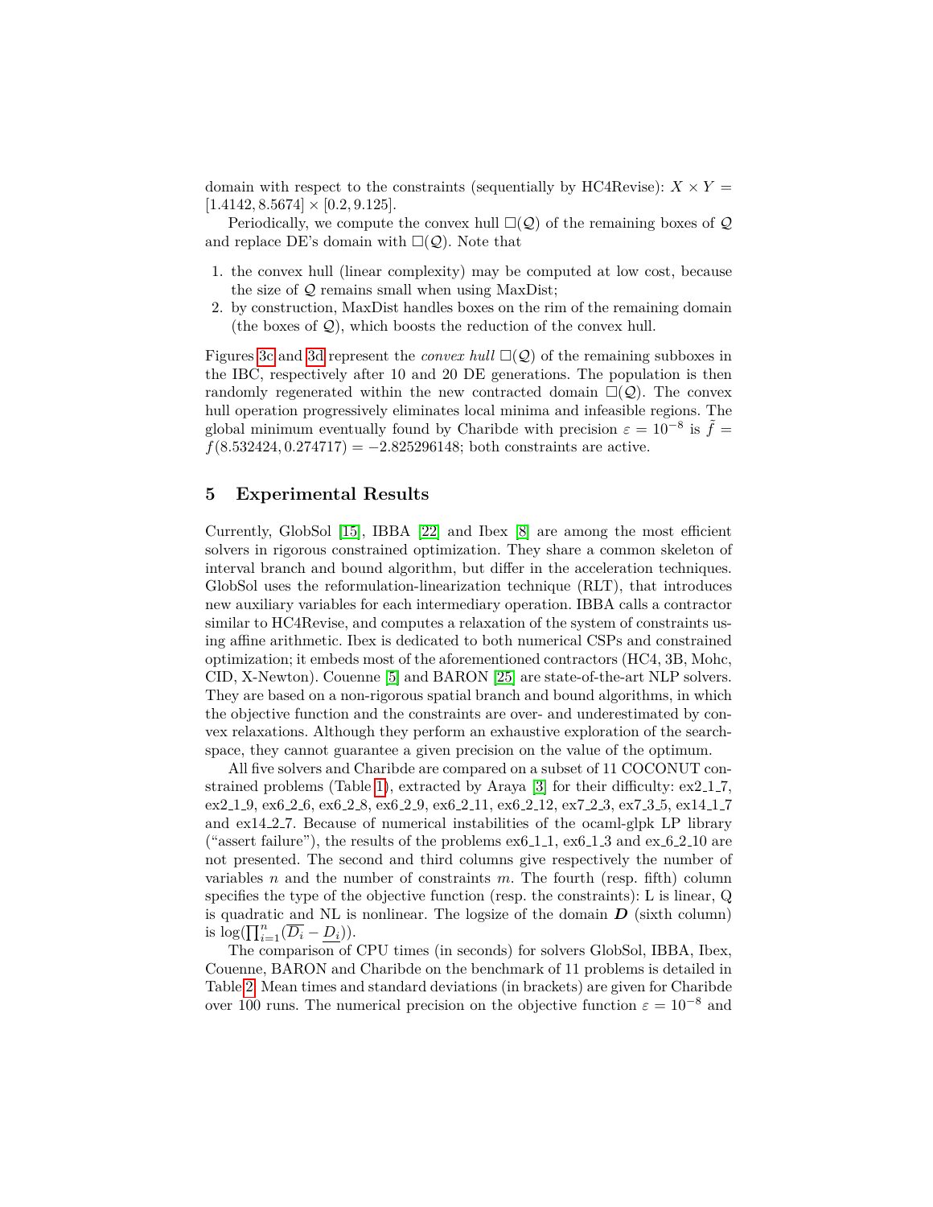domain with respect to the constraints (sequentially by HC4Revise): $X \times Y = [1.4142, 8.5674] \times [0.2, 9.125]$.

Periodically, we compute the convex hull $\square(\mathcal{Q})$ of the remaining boxes of $\mathcal{Q}$ and replace DE's domain with $\square(\mathcal{Q})$. Note that

1. the convex hull (linear complexity) may be computed at low cost, because the size of $\mathcal{Q}$ remains small when using MaxDist;
2. by construction, MaxDist handles boxes on the rim of the remaining domain (the boxes of $\mathcal{Q}$), which boosts the reduction of the convex hull.

Figures 3c and 3d represent the *convex hull* $\square(\mathcal{Q})$ of the remaining subboxes in the IBC, respectively after 10 and 20 DE generations. The population is then randomly regenerated within the new contracted domain $\square(\mathcal{Q})$. The convex hull operation progressively eliminates local minima and infeasible regions. The global minimum eventually found by Charibde with precision $\varepsilon = 10^{-8}$ is $\tilde{f} = f(8.532424, 0.274717) = -2.825296148$; both constraints are active.

## 5 Experimental Results

Currently, GlobSol [15], IBBA [22] and Ibex [8] are among the most efficient solvers in rigorous constrained optimization. They share a common skeleton of interval branch and bound algorithm, but differ in the acceleration techniques. GlobSol uses the reformulation-linearization technique (RLT), that introduces new auxiliary variables for each intermediary operation. IBBA calls a contractor similar to HC4Revise, and computes a relaxation of the system of constraints using affine arithmetic. Ibex is dedicated to both numerical CSPs and constrained optimization; it embeds most of the aforementioned contractors (HC4, 3B, Mohc, CID, X-Newton). Couenne [5] and BARON [25] are state-of-the-art NLP solvers. They are based on a non-rigorous spatial branch and bound algorithms, in which the objective function and the constraints are over- and underestimated by convex relaxations. Although they perform an exhaustive exploration of the search-space, they cannot guarantee a given precision on the value of the optimum.

All five solvers and Charibde are compared on a subset of 11 COCONUT constrained problems (Table 1), extracted by Araya [3] for their difficulty: ex2_1_7, ex2_1_9, ex6_2_6, ex6_2_8, ex6_2_9, ex6_2_11, ex6_2_12, ex7_2_3, ex7_3_5, ex14_1_7 and ex14_2_7. Because of numerical instabilities of the ocaml-glpk LP library ("assert failure"), the results of the problems ex6_1_1, ex6_1_3 and ex_6_2_10 are not presented. The second and third columns give respectively the number of variables $n$ and the number of constraints $m$. The fourth (resp. fifth) column specifies the type of the objective function (resp. the constraints): L is linear, Q is quadratic and NL is nonlinear. The logsize of the domain $\boldsymbol{D}$ (sixth column) is $\log(\prod_{i=1}^{n}(\overline{D_i} - \underline{D_i}))$.

The comparison of CPU times (in seconds) for solvers GlobSol, IBBA, Ibex, Couenne, BARON and Charibde on the benchmark of 11 problems is detailed in Table 2. Mean times and standard deviations (in brackets) are given for Charibde over 100 runs. The numerical precision on the objective function $\varepsilon = 10^{-8}$ and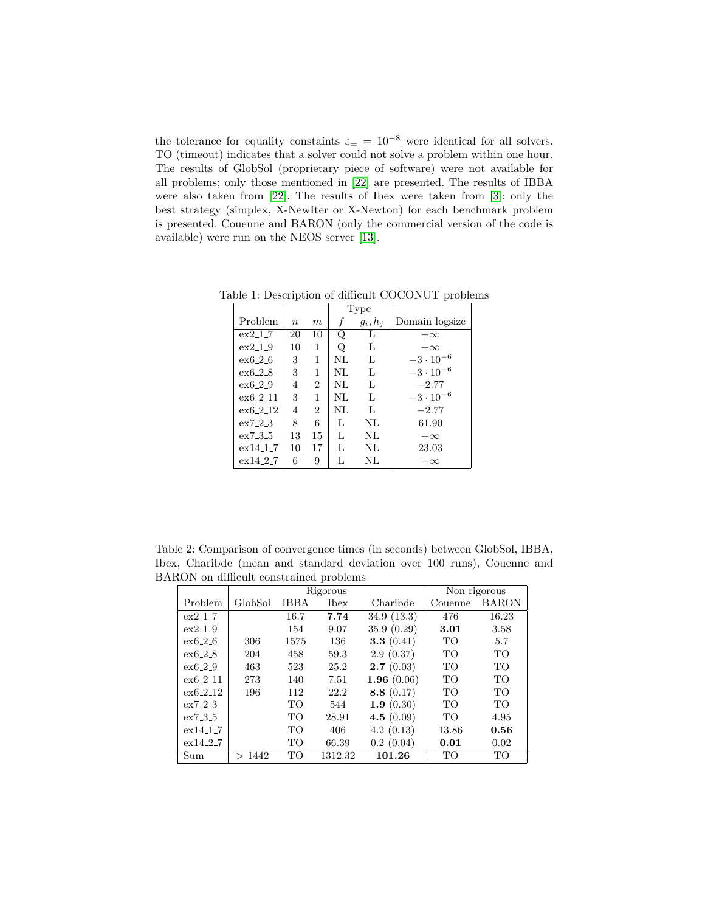the tolerance for equality constaints $\varepsilon_= = 10^{-8}$ were identical for all solvers. TO (timeout) indicates that a solver could not solve a problem within one hour. The results of GlobSol (proprietary piece of software) were not available for all problems; only those mentioned in [22] are presented. The results of IBBA were also taken from [22]. The results of Ibex were taken from [3]: only the best strategy (simplex, X-NewIter or X-Newton) for each benchmark problem is presented. Couenne and BARON (only the commercial version of the code is available) were run on the NEOS server [13].

Table 1: Description of difficult COCONUT problems

| | | | Type | | |
|---|---|---|---|---|---|
| Problem | $n$ | $m$ | $f$ | $g_i, h_j$ | Domain logsize |
| ex2_1_7 | 20 | 10 | Q | L | $+\infty$ |
| ex2_1_9 | 10 | 1 | Q | L | $+\infty$ |
| ex6_2_6 | 3 | 1 | NL | L | $-3 \cdot 10^{-6}$ |
| ex6_2_8 | 3 | 1 | NL | L | $-3 \cdot 10^{-6}$ |
| ex6_2_9 | 4 | 2 | NL | L | $-2.77$ |
| ex6_2_11 | 3 | 1 | NL | L | $-3 \cdot 10^{-6}$ |
| ex6_2_12 | 4 | 2 | NL | L | $-2.77$ |
| ex7_2_3 | 8 | 6 | L | NL | 61.90 |
| ex7_3_5 | 13 | 15 | L | NL | $+\infty$ |
| ex14_1_7 | 10 | 17 | L | NL | 23.03 |
| ex14_2_7 | 6 | 9 | L | NL | $+\infty$ |

Table 2: Comparison of convergence times (in seconds) between GlobSol, IBBA, Ibex, Charibde (mean and standard deviation over 100 runs), Couenne and BARON on difficult constrained problems

| | Rigorous | | | | Non rigorous | |
|---|---|---|---|---|---|---|
| Problem | GlobSol | IBBA | Ibex | Charibde | Couenne | BARON |
| ex2_1_7 | | 16.7 | **7.74** | 34.9 (13.3) | 476 | 16.23 |
| ex2_1_9 | | 154 | 9.07 | 35.9 (0.29) | **3.01** | 3.58 |
| ex6_2_6 | 306 | 1575 | 136 | **3.3** (0.41) | TO | 5.7 |
| ex6_2_8 | 204 | 458 | 59.3 | 2.9 (0.37) | TO | TO |
| ex6_2_9 | 463 | 523 | 25.2 | **2.7** (0.03) | TO | TO |
| ex6_2_11 | 273 | 140 | 7.51 | **1.96** (0.06) | TO | TO |
| ex6_2_12 | 196 | 112 | 22.2 | **8.8** (0.17) | TO | TO |
| ex7_2_3 | | TO | 544 | **1.9** (0.30) | TO | TO |
| ex7_3_5 | | TO | 28.91 | **4.5** (0.09) | TO | 4.95 |
| ex14_1_7 | | TO | 406 | 4.2 (0.13) | 13.86 | **0.56** |
| ex14_2_7 | | TO | 66.39 | 0.2 (0.04) | **0.01** | 0.02 |
| Sum | $> 1442$ | TO | 1312.32 | **101.26** | TO | TO |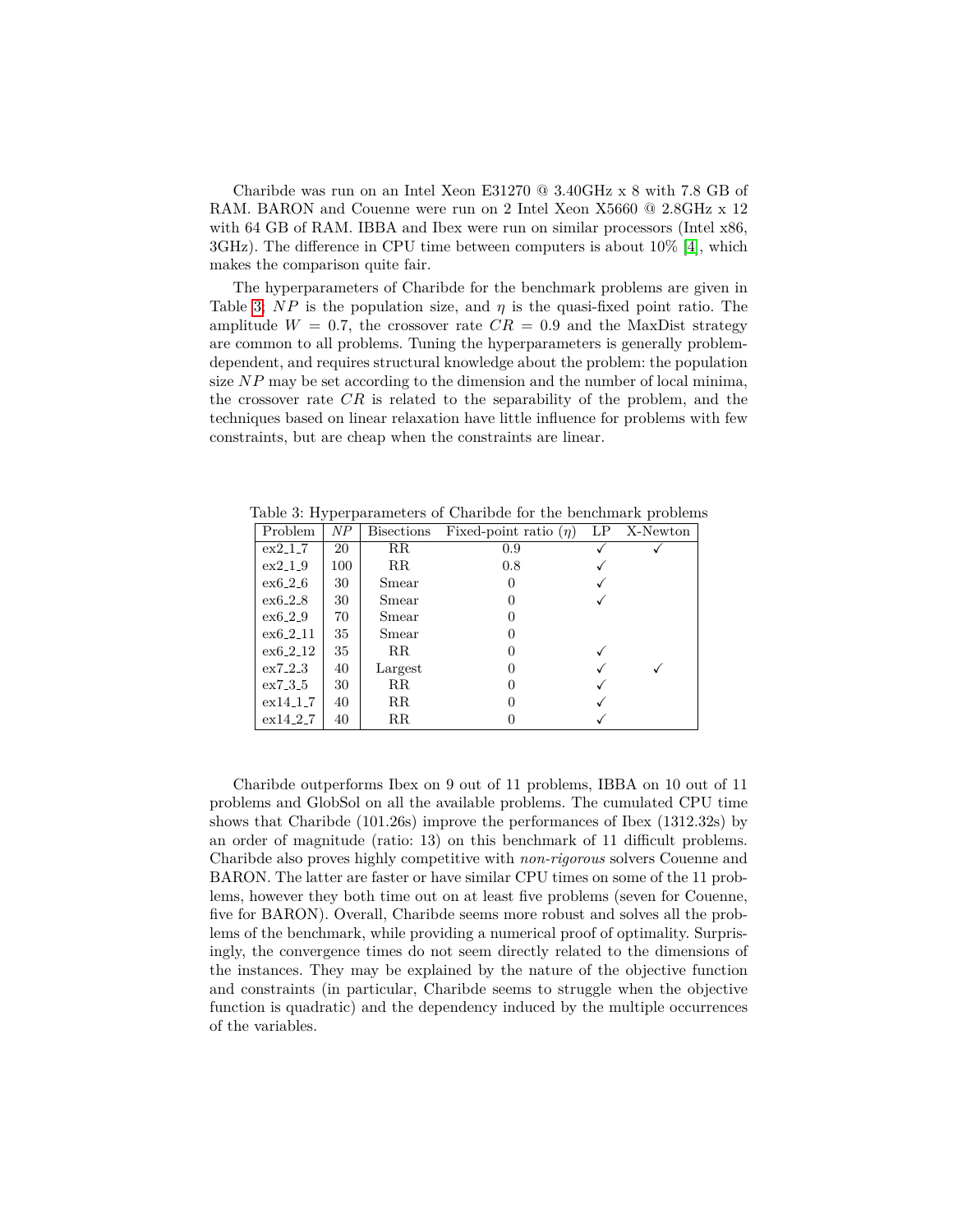Charibde was run on an Intel Xeon E31270 @ 3.40GHz x 8 with 7.8 GB of RAM. BARON and Couenne were run on 2 Intel Xeon X5660 @ 2.8GHz x 12 with 64 GB of RAM. IBBA and Ibex were run on similar processors (Intel x86, 3GHz). The difference in CPU time between computers is about 10% [4], which makes the comparison quite fair.

The hyperparameters of Charibde for the benchmark problems are given in Table 3: $NP$ is the population size, and $\eta$ is the quasi-fixed point ratio. The amplitude $W = 0.7$, the crossover rate $CR = 0.9$ and the MaxDist strategy are common to all problems. Tuning the hyperparameters is generally problem-dependent, and requires structural knowledge about the problem: the population size $NP$ may be set according to the dimension and the number of local minima, the crossover rate $CR$ is related to the separability of the problem, and the techniques based on linear relaxation have little influence for problems with few constraints, but are cheap when the constraints are linear.

Table 3: Hyperparameters of Charibde for the benchmark problems

| Problem | $NP$ | Bisections | Fixed-point ratio ($\eta$) | LP | X-Newton |
|---|---|---|---|---|---|
| ex2_1_7 | 20 | RR | 0.9 | ✓ | ✓ |
| ex2_1_9 | 100 | RR | 0.8 | ✓ | |
| ex6_2_6 | 30 | Smear | 0 | ✓ | |
| ex6_2_8 | 30 | Smear | 0 | ✓ | |
| ex6_2_9 | 70 | Smear | 0 | | |
| ex6_2_11 | 35 | Smear | 0 | | |
| ex6_2_12 | 35 | RR | 0 | ✓ | |
| ex7_2_3 | 40 | Largest | 0 | ✓ | ✓ |
| ex7_3_5 | 30 | RR | 0 | ✓ | |
| ex14_1_7 | 40 | RR | 0 | ✓ | |
| ex14_2_7 | 40 | RR | 0 | ✓ | |

Charibde outperforms Ibex on 9 out of 11 problems, IBBA on 10 out of 11 problems and GlobSol on all the available problems. The cumulated CPU time shows that Charibde (101.26s) improve the performances of Ibex (1312.32s) by an order of magnitude (ratio: 13) on this benchmark of 11 difficult problems. Charibde also proves highly competitive with *non-rigorous* solvers Couenne and BARON. The latter are faster or have similar CPU times on some of the 11 problems, however they both time out on at least five problems (seven for Couenne, five for BARON). Overall, Charibde seems more robust and solves all the problems of the benchmark, while providing a numerical proof of optimality. Surprisingly, the convergence times do not seem directly related to the dimensions of the instances. They may be explained by the nature of the objective function and constraints (in particular, Charibde seems to struggle when the objective function is quadratic) and the dependency induced by the multiple occurrences of the variables.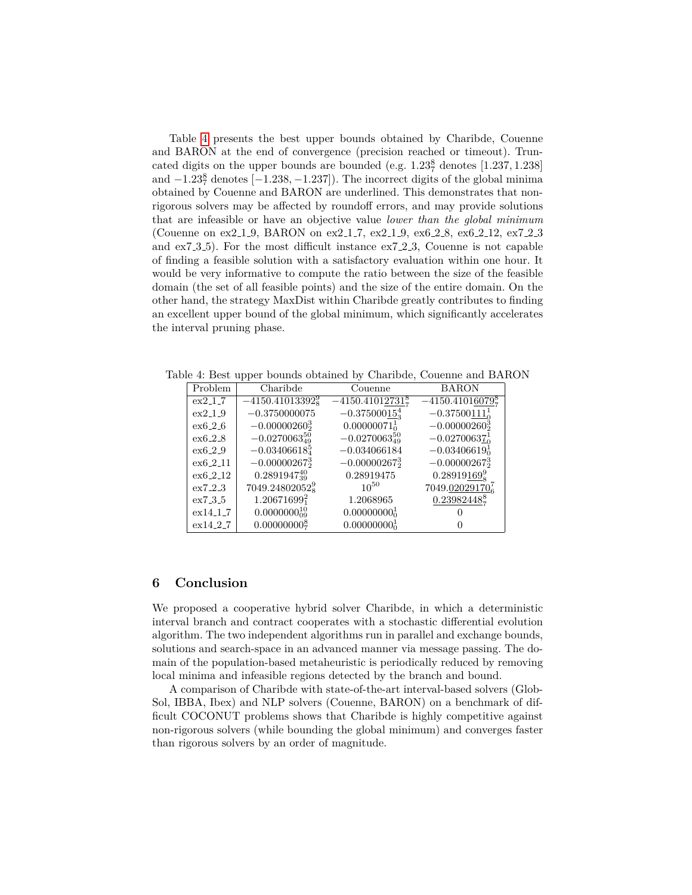Table 4 presents the best upper bounds obtained by Charibde, Couenne and BARON at the end of convergence (precision reached or timeout). Truncated digits on the upper bounds are bounded (e.g. $1.23_7^8$ denotes $[1.237, 1.238]$ and $-1.23_7^8$ denotes $[-1.238, -1.237]$). The incorrect digits of the global minima obtained by Couenne and BARON are underlined. This demonstrates that non-rigorous solvers may be affected by roundoff errors, and may provide solutions that are infeasible or have an objective value *lower than the global minimum* (Couenne on ex2_1_9, BARON on ex2_1_7, ex2_1_9, ex6_2_8, ex6_2_12, ex7_2_3 and ex7_3_5). For the most difficult instance ex7_2_3, Couenne is not capable of finding a feasible solution with a satisfactory evaluation within one hour. It would be very informative to compute the ratio between the size of the feasible domain (the set of all feasible points) and the size of the entire domain. On the other hand, the strategy MaxDist within Charibde greatly contributes to finding an excellent upper bound of the global minimum, which significantly accelerates the interval pruning phase.

Table 4: Best upper bounds obtained by Charibde, Couenne and BARON

| Problem | Charibde | Couenne | BARON |
|---|---|---|---|
| ex2_1_7 | $-4150.41013392_8^9$ | $-4150.41012\underline{731}_7^8$ | $-4150.4101\underline{6079}_7^8$ |
| ex2_1_9 | $-0.3750000075$ | $-0.37500\underline{015}_3^4$ | $-0.37500\underline{111}_0^1$ |
| ex6_2_6 | $-0.00000260_2^3$ | $0.00000071_0^1$ | $-0.00000260_2^3$ |
| ex6_2_8 | $-0.0270063_{49}^{50}$ | $-0.0270063_{49}^{50}$ | $-0.027006\underline{37}_0^1$ |
| ex6_2_9 | $-0.03406618_4^5$ | $-0.034066184$ | $-0.03406619_0^1$ |
| ex6_2_11 | $-0.00000267_2^3$ | $-0.00000267_2^3$ | $-0.00000267_2^3$ |
| ex6_2_12 | $0.2891947_{39}^{40}$ | $0.28919475$ | $0.28919\underline{169}_8^9$ |
| ex7_2_3 | $7049.24802052_8^9$ | $10^{50}$ | $7049.\underline{02029170}_6^7$ |
| ex7_3_5 | $1.20671699_1^2$ | $1.2068965$ | $\underline{0.23982448}_7^8$ |
| ex14_1_7 | $0.0000000_{09}^{10}$ | $0.00000000_0^1$ | $0$ |
| ex14_2_7 | $0.00000000_7^8$ | $0.00000000_0^1$ | $0$ |

## 6 Conclusion

We proposed a cooperative hybrid solver Charibde, in which a deterministic interval branch and contract cooperates with a stochastic differential evolution algorithm. The two independent algorithms run in parallel and exchange bounds, solutions and search-space in an advanced manner via message passing. The domain of the population-based metaheuristic is periodically reduced by removing local minima and infeasible regions detected by the branch and bound.

A comparison of Charibde with state-of-the-art interval-based solvers (GlobSol, IBBA, Ibex) and NLP solvers (Couenne, BARON) on a benchmark of difficult COCONUT problems shows that Charibde is highly competitive against non-rigorous solvers (while bounding the global minimum) and converges faster than rigorous solvers by an order of magnitude.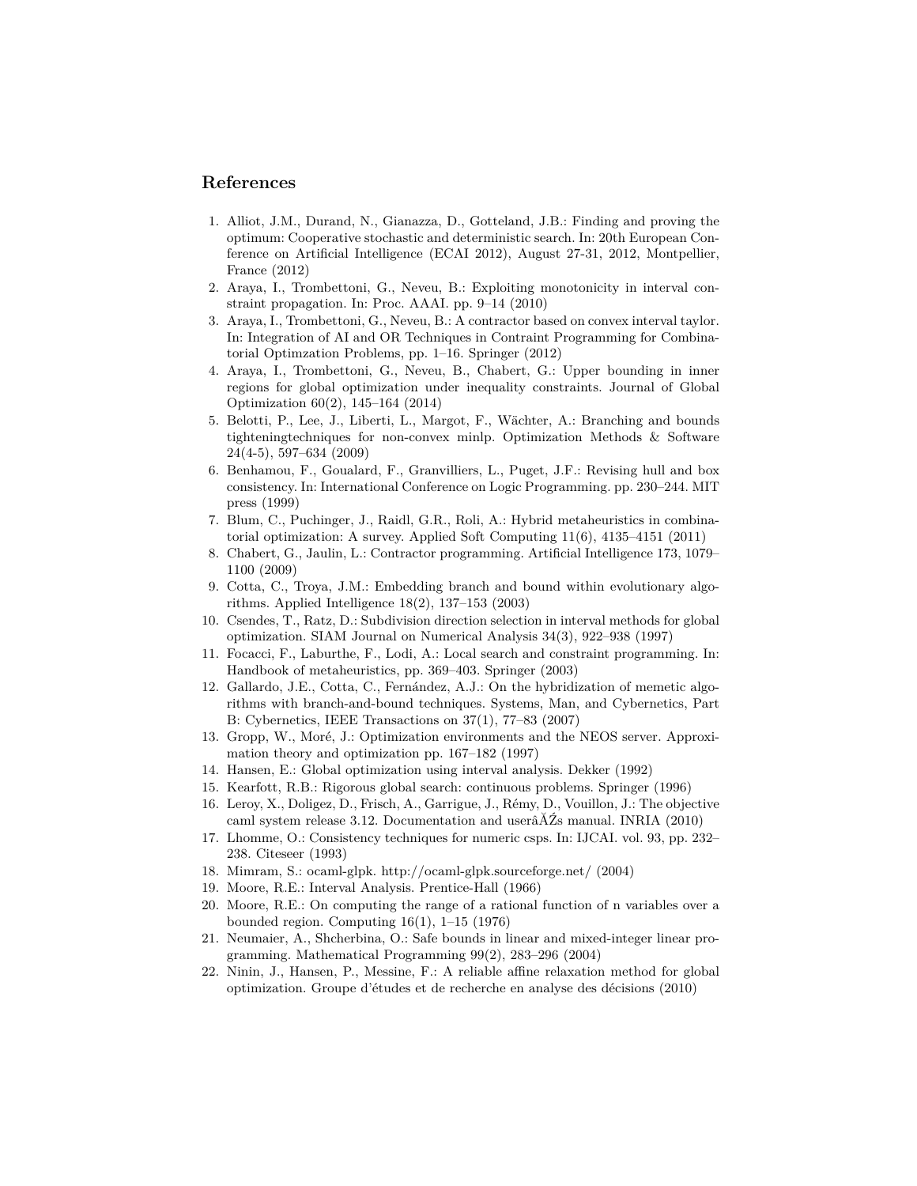## References

1. Alliot, J.M., Durand, N., Gianazza, D., Gotteland, J.B.: Finding and proving the optimum: Cooperative stochastic and deterministic search. In: 20th European Conference on Artificial Intelligence (ECAI 2012), August 27-31, 2012, Montpellier, France (2012)
2. Araya, I., Trombettoni, G., Neveu, B.: Exploiting monotonicity in interval constraint propagation. In: Proc. AAAI. pp. 9–14 (2010)
3. Araya, I., Trombettoni, G., Neveu, B.: A contractor based on convex interval taylor. In: Integration of AI and OR Techniques in Contraint Programming for Combinatorial Optimzation Problems, pp. 1–16. Springer (2012)
4. Araya, I., Trombettoni, G., Neveu, B., Chabert, G.: Upper bounding in inner regions for global optimization under inequality constraints. Journal of Global Optimization 60(2), 145–164 (2014)
5. Belotti, P., Lee, J., Liberti, L., Margot, F., Wächter, A.: Branching and bounds tighteningtechniques for non-convex minlp. Optimization Methods & Software 24(4-5), 597–634 (2009)
6. Benhamou, F., Goualard, F., Granvilliers, L., Puget, J.F.: Revising hull and box consistency. In: International Conference on Logic Programming. pp. 230–244. MIT press (1999)
7. Blum, C., Puchinger, J., Raidl, G.R., Roli, A.: Hybrid metaheuristics in combinatorial optimization: A survey. Applied Soft Computing 11(6), 4135–4151 (2011)
8. Chabert, G., Jaulin, L.: Contractor programming. Artificial Intelligence 173, 1079–1100 (2009)
9. Cotta, C., Troya, J.M.: Embedding branch and bound within evolutionary algorithms. Applied Intelligence 18(2), 137–153 (2003)
10. Csendes, T., Ratz, D.: Subdivision direction selection in interval methods for global optimization. SIAM Journal on Numerical Analysis 34(3), 922–938 (1997)
11. Focacci, F., Laburthe, F., Lodi, A.: Local search and constraint programming. In: Handbook of metaheuristics, pp. 369–403. Springer (2003)
12. Gallardo, J.E., Cotta, C., Fernández, A.J.: On the hybridization of memetic algorithms with branch-and-bound techniques. Systems, Man, and Cybernetics, Part B: Cybernetics, IEEE Transactions on 37(1), 77–83 (2007)
13. Gropp, W., Moré, J.: Optimization environments and the NEOS server. Approximation theory and optimization pp. 167–182 (1997)
14. Hansen, E.: Global optimization using interval analysis. Dekker (1992)
15. Kearfott, R.B.: Rigorous global search: continuous problems. Springer (1996)
16. Leroy, X., Doligez, D., Frisch, A., Garrigue, J., Rémy, D., Vouillon, J.: The objective caml system release 3.12. Documentation and userâĂŹs manual. INRIA (2010)
17. Lhomme, O.: Consistency techniques for numeric csps. In: IJCAI. vol. 93, pp. 232–238. Citeseer (1993)
18. Mimram, S.: ocaml-glpk. http://ocaml-glpk.sourceforge.net/ (2004)
19. Moore, R.E.: Interval Analysis. Prentice-Hall (1966)
20. Moore, R.E.: On computing the range of a rational function of n variables over a bounded region. Computing 16(1), 1–15 (1976)
21. Neumaier, A., Shcherbina, O.: Safe bounds in linear and mixed-integer linear programming. Mathematical Programming 99(2), 283–296 (2004)
22. Ninin, J., Hansen, P., Messine, F.: A reliable affine relaxation method for global optimization. Groupe d'études et de recherche en analyse des décisions (2010)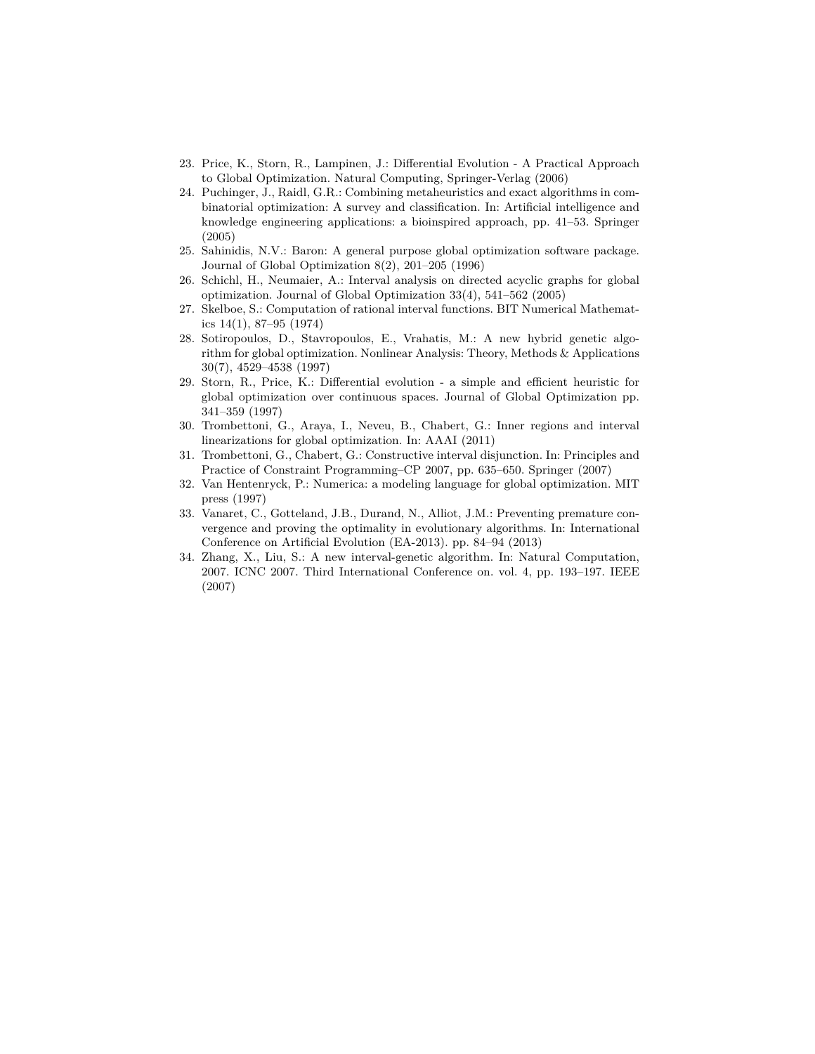23. Price, K., Storn, R., Lampinen, J.: Differential Evolution - A Practical Approach to Global Optimization. Natural Computing, Springer-Verlag (2006)
24. Puchinger, J., Raidl, G.R.: Combining metaheuristics and exact algorithms in combinatorial optimization: A survey and classification. In: Artificial intelligence and knowledge engineering applications: a bioinspired approach, pp. 41–53. Springer (2005)
25. Sahinidis, N.V.: Baron: A general purpose global optimization software package. Journal of Global Optimization 8(2), 201–205 (1996)
26. Schichl, H., Neumaier, A.: Interval analysis on directed acyclic graphs for global optimization. Journal of Global Optimization 33(4), 541–562 (2005)
27. Skelboe, S.: Computation of rational interval functions. BIT Numerical Mathematics 14(1), 87–95 (1974)
28. Sotiropoulos, D., Stavropoulos, E., Vrahatis, M.: A new hybrid genetic algorithm for global optimization. Nonlinear Analysis: Theory, Methods & Applications 30(7), 4529–4538 (1997)
29. Storn, R., Price, K.: Differential evolution - a simple and efficient heuristic for global optimization over continuous spaces. Journal of Global Optimization pp. 341–359 (1997)
30. Trombettoni, G., Araya, I., Neveu, B., Chabert, G.: Inner regions and interval linearizations for global optimization. In: AAAI (2011)
31. Trombettoni, G., Chabert, G.: Constructive interval disjunction. In: Principles and Practice of Constraint Programming–CP 2007, pp. 635–650. Springer (2007)
32. Van Hentenryck, P.: Numerica: a modeling language for global optimization. MIT press (1997)
33. Vanaret, C., Gotteland, J.B., Durand, N., Alliot, J.M.: Preventing premature convergence and proving the optimality in evolutionary algorithms. In: International Conference on Artificial Evolution (EA-2013). pp. 84–94 (2013)
34. Zhang, X., Liu, S.: A new interval-genetic algorithm. In: Natural Computation, 2007. ICNC 2007. Third International Conference on. vol. 4, pp. 193–197. IEEE (2007)